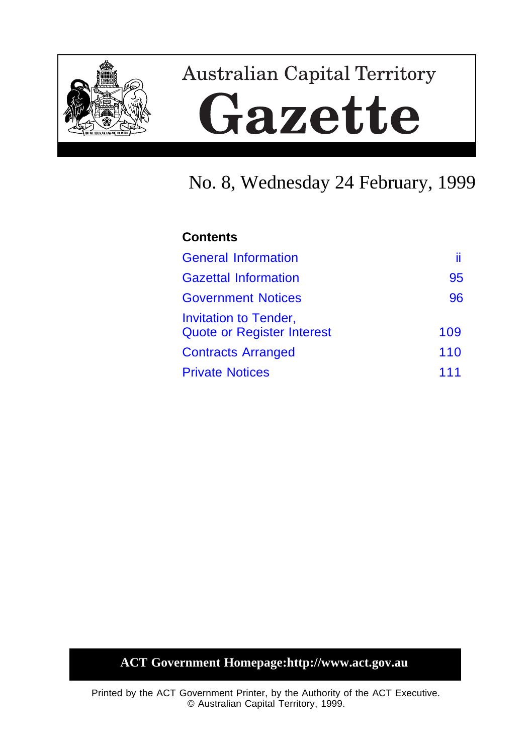# Australian Capital Territory

# Gazette

## No. 8, Wednesday 24 February, 1999

**Contents**

| | |
|---|---|
| General Information | ii |
| Gazettal Information | 95 |
| Government Notices | 96 |
| Invitation to Tender, Quote or Register Interest | 109 |
| Contracts Arranged | 110 |
| Private Notices | 111 |

**ACT Government Homepage:http://www.act.gov.au**

Printed by the ACT Government Printer, by the Authority of the ACT Executive.
© Australian Capital Territory, 1999.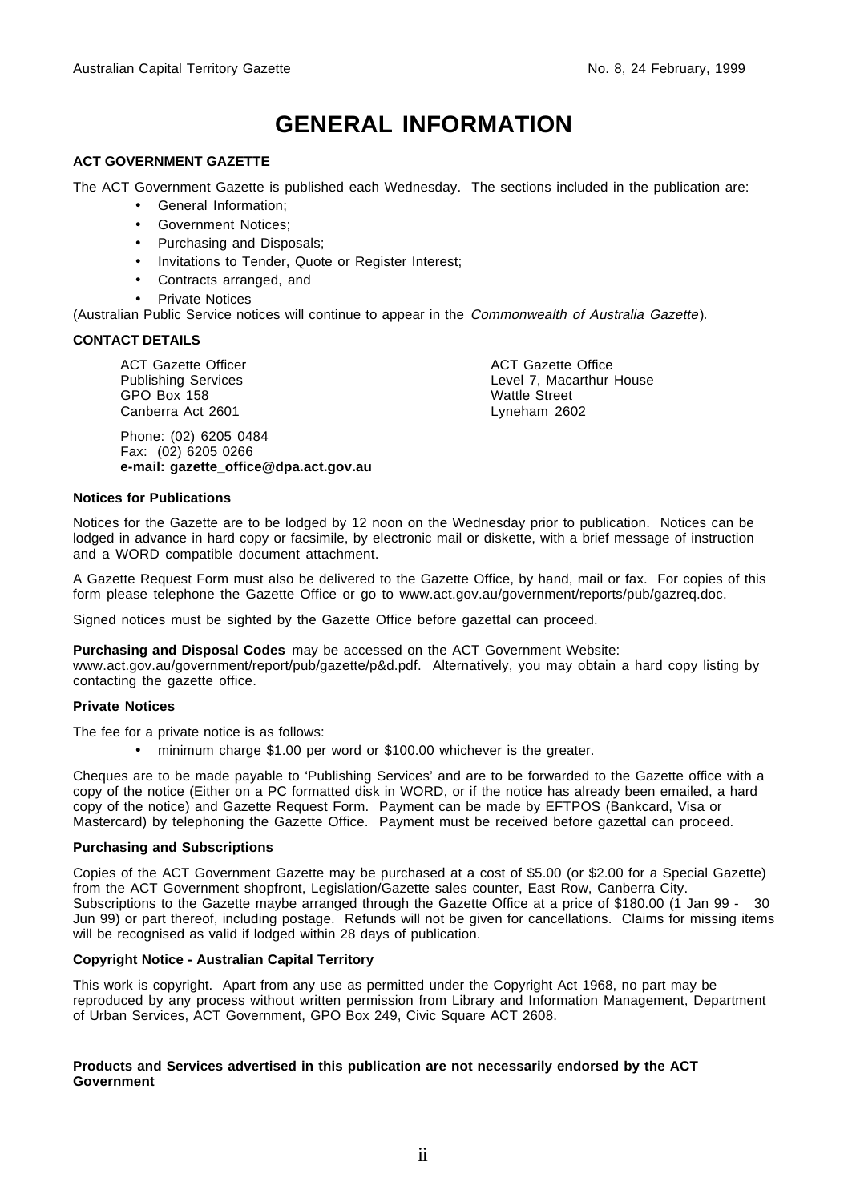# GENERAL INFORMATION

**ACT GOVERNMENT GAZETTE**

The ACT Government Gazette is published each Wednesday. The sections included in the publication are:

- General Information;
- Government Notices;
- Purchasing and Disposals;
- Invitations to Tender, Quote or Register Interest;
- Contracts arranged, and
- Private Notices

(Australian Public Service notices will continue to appear in the *Commonwealth of Australia Gazette*).

**CONTACT DETAILS**

ACT Gazette Officer
Publishing Services
GPO Box 158
Canberra Act 2601

ACT Gazette Office
Level 7, Macarthur House
Wattle Street
Lyneham 2602

Phone: (02) 6205 0484
Fax: (02) 6205 0266
**e-mail: gazette_office@dpa.act.gov.au**

**Notices for Publications**

Notices for the Gazette are to be lodged by 12 noon on the Wednesday prior to publication. Notices can be lodged in advance in hard copy or facsimile, by electronic mail or diskette, with a brief message of instruction and a WORD compatible document attachment.

A Gazette Request Form must also be delivered to the Gazette Office, by hand, mail or fax. For copies of this form please telephone the Gazette Office or go to www.act.gov.au/government/reports/pub/gazreq.doc.

Signed notices must be sighted by the Gazette Office before gazettal can proceed.

**Purchasing and Disposal Codes** may be accessed on the ACT Government Website: www.act.gov.au/government/report/pub/gazette/p&d.pdf. Alternatively, you may obtain a hard copy listing by contacting the gazette office.

**Private Notices**

The fee for a private notice is as follows:

- minimum charge $1.00 per word or $100.00 whichever is the greater.

Cheques are to be made payable to 'Publishing Services' and are to be forwarded to the Gazette office with a copy of the notice (Either on a PC formatted disk in WORD, or if the notice has already been emailed, a hard copy of the notice) and Gazette Request Form. Payment can be made by EFTPOS (Bankcard, Visa or Mastercard) by telephoning the Gazette Office. Payment must be received before gazettal can proceed.

**Purchasing and Subscriptions**

Copies of the ACT Government Gazette may be purchased at a cost of $5.00 (or $2.00 for a Special Gazette) from the ACT Government shopfront, Legislation/Gazette sales counter, East Row, Canberra City. Subscriptions to the Gazette maybe arranged through the Gazette Office at a price of $180.00 (1 Jan 99 - 30 Jun 99) or part thereof, including postage. Refunds will not be given for cancellations. Claims for missing items will be recognised as valid if lodged within 28 days of publication.

**Copyright Notice - Australian Capital Territory**

This work is copyright. Apart from any use as permitted under the Copyright Act 1968, no part may be reproduced by any process without written permission from Library and Information Management, Department of Urban Services, ACT Government, GPO Box 249, Civic Square ACT 2608.

**Products and Services advertised in this publication are not necessarily endorsed by the ACT Government**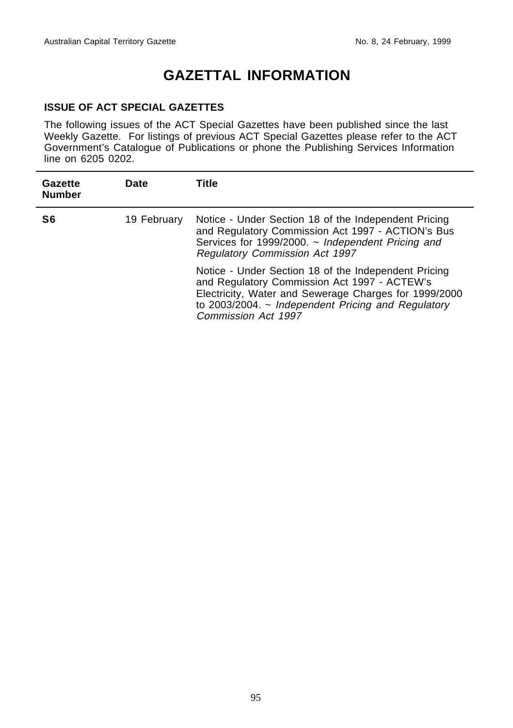# GAZETTAL INFORMATION

### ISSUE OF ACT SPECIAL GAZETTES

The following issues of the ACT Special Gazettes have been published since the last Weekly Gazette. For listings of previous ACT Special Gazettes please refer to the ACT Government's Catalogue of Publications or phone the Publishing Services Information line on 6205 0202.

| Gazette Number | Date | Title |
|---|---|---|
| **S6** | 19 February | Notice - Under Section 18 of the Independent Pricing and Regulatory Commission Act 1997 - ACTION's Bus Services for 1999/2000. ~ *Independent Pricing and Regulatory Commission Act 1997* |
| | | Notice - Under Section 18 of the Independent Pricing and Regulatory Commission Act 1997 - ACTEW's Electricity, Water and Sewerage Charges for 1999/2000 to 2003/2004. ~ *Independent Pricing and Regulatory Commission Act 1997* |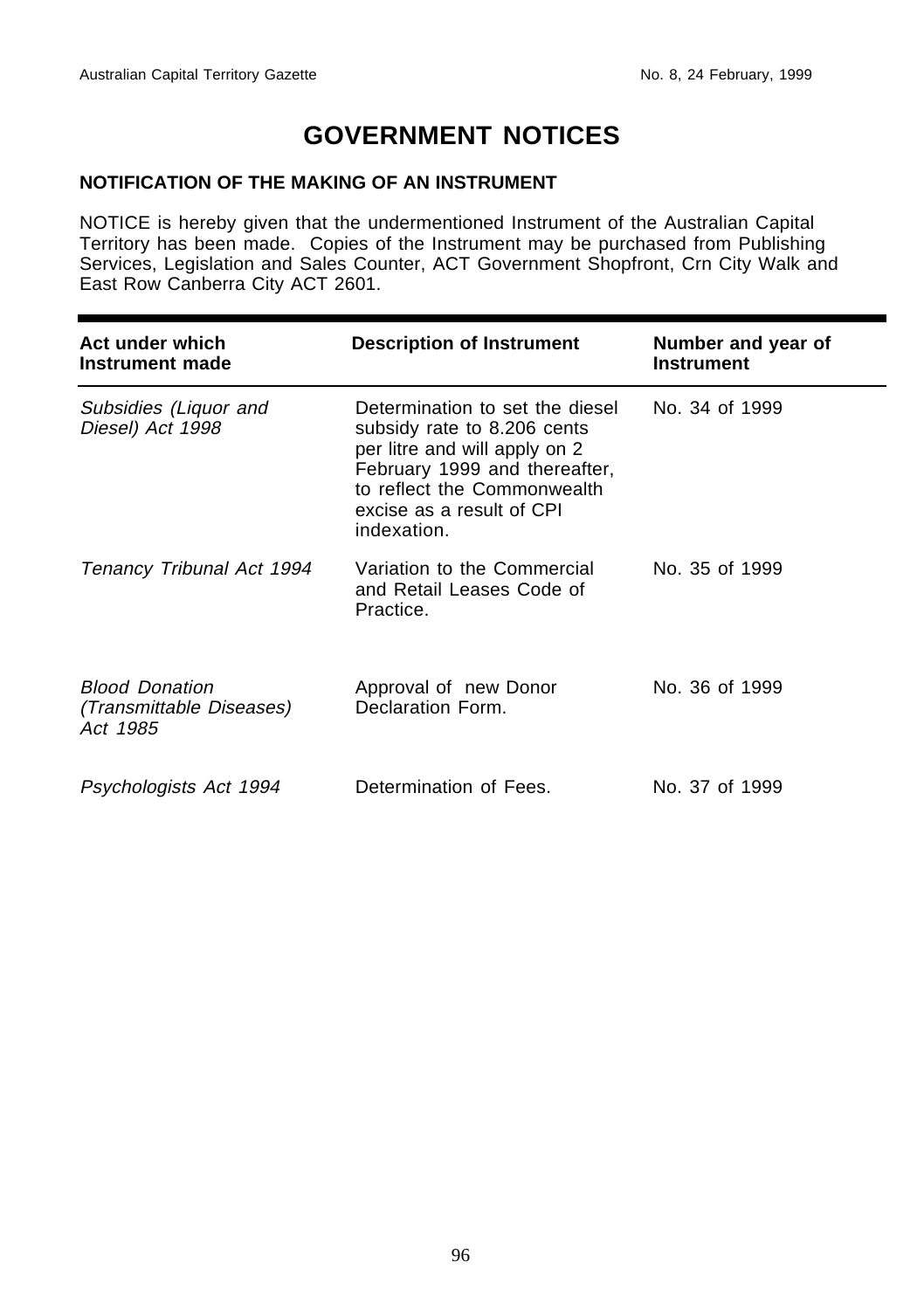# GOVERNMENT NOTICES

## NOTIFICATION OF THE MAKING OF AN INSTRUMENT

NOTICE is hereby given that the undermentioned Instrument of the Australian Capital Territory has been made. Copies of the Instrument may be purchased from Publishing Services, Legislation and Sales Counter, ACT Government Shopfront, Crn City Walk and East Row Canberra City ACT 2601.

| Act under which Instrument made | Description of Instrument | Number and year of Instrument |
|---|---|---|
| *Subsidies (Liquor and Diesel) Act 1998* | Determination to set the diesel subsidy rate to 8.206 cents per litre and will apply on 2 February 1999 and thereafter, to reflect the Commonwealth excise as a result of CPI indexation. | No. 34 of 1999 |
| *Tenancy Tribunal Act 1994* | Variation to the Commercial and Retail Leases Code of Practice. | No. 35 of 1999 |
| *Blood Donation (Transmittable Diseases) Act 1985* | Approval of new Donor Declaration Form. | No. 36 of 1999 |
| *Psychologists Act 1994* | Determination of Fees. | No. 37 of 1999 |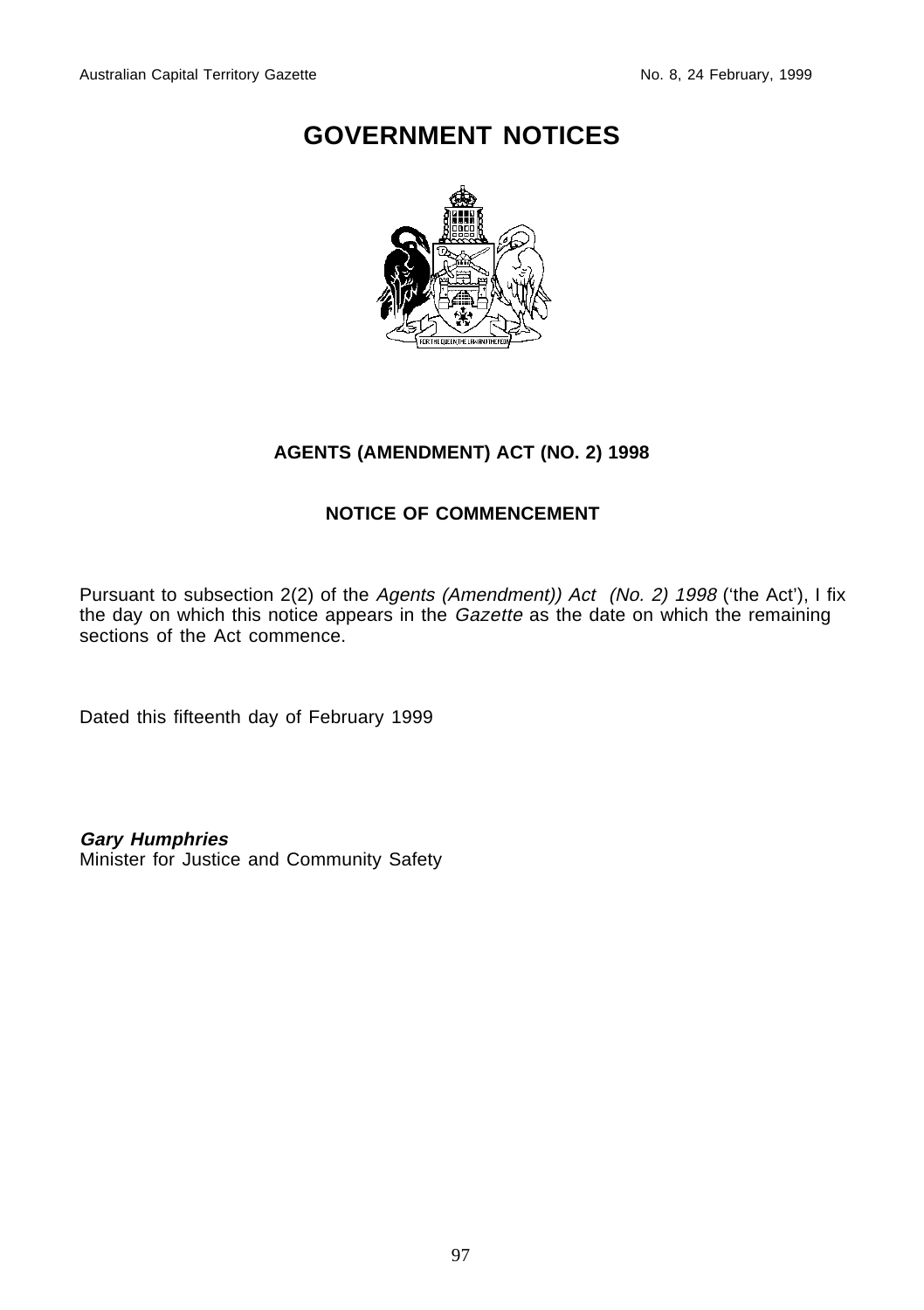# GOVERNMENT NOTICES

## AGENTS (AMENDMENT) ACT (NO. 2) 1998

### NOTICE OF COMMENCEMENT

Pursuant to subsection 2(2) of the *Agents (Amendment)) Act (No. 2) 1998* ('the Act'), I fix the day on which this notice appears in the *Gazette* as the date on which the remaining sections of the Act commence.

Dated this fifteenth day of February 1999

***Gary Humphries***
Minister for Justice and Community Safety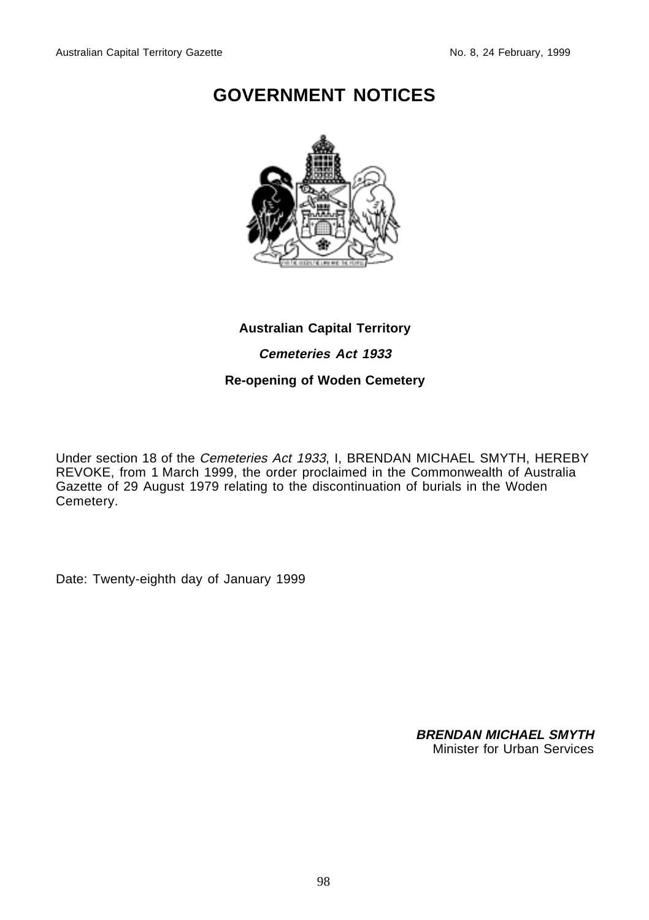# GOVERNMENT NOTICES

**Australian Capital Territory**

***Cemeteries Act 1933***

**Re-opening of Woden Cemetery**

Under section 18 of the *Cemeteries Act 1933*, I, BRENDAN MICHAEL SMYTH, HEREBY REVOKE, from 1 March 1999, the order proclaimed in the Commonwealth of Australia Gazette of 29 August 1979 relating to the discontinuation of burials in the Woden Cemetery.

Date: Twenty-eighth day of January 1999

***BRENDAN MICHAEL SMYTH***
Minister for Urban Services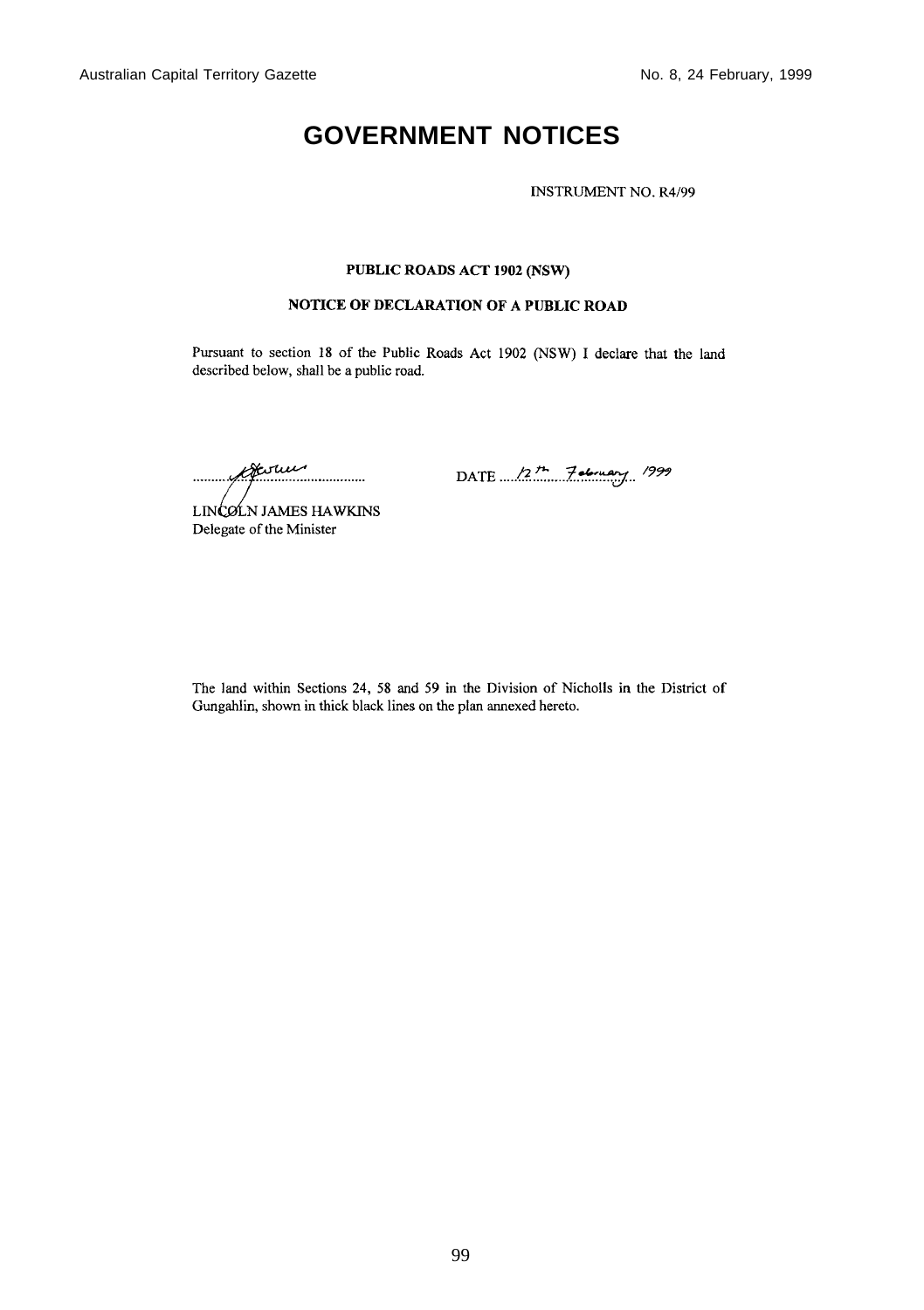# GOVERNMENT NOTICES

INSTRUMENT NO. R4/99

**PUBLIC ROADS ACT 1902 (NSW)**

**NOTICE OF DECLARATION OF A PUBLIC ROAD**

Pursuant to section 18 of the Public Roads Act 1902 (NSW) I declare that the land described below, shall be a public road.

LINCOLN JAMES HAWKINS
Delegate of the Minister

DATE 12th February 1999

The land within Sections 24, 58 and 59 in the Division of Nicholls in the District of Gungahlin, shown in thick black lines on the plan annexed hereto.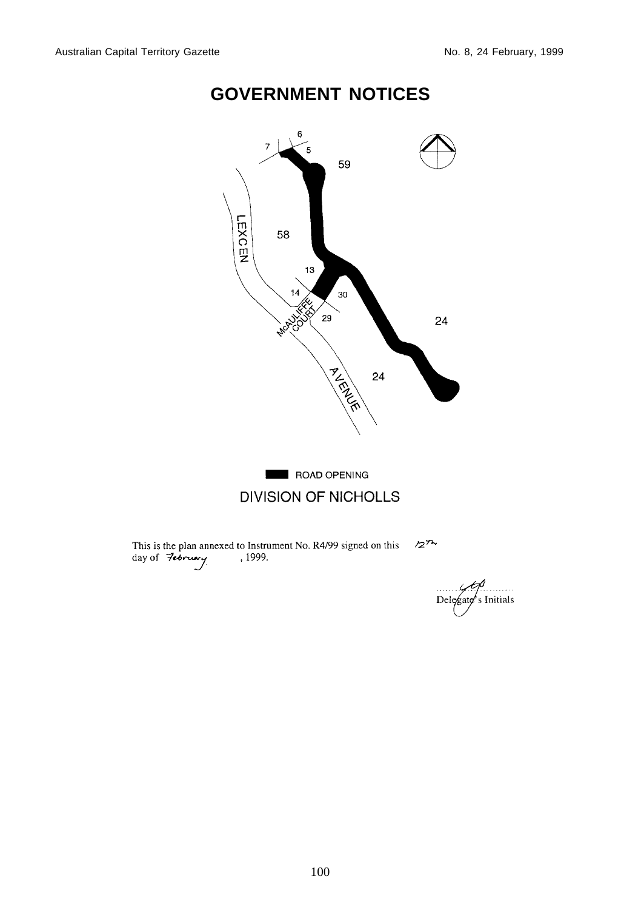# GOVERNMENT NOTICES

ROAD OPENING

DIVISION OF NICHOLLS

This is the plan annexed to Instrument No. R4/99 signed on this 12th day of February, 1999.

Delegate's Initials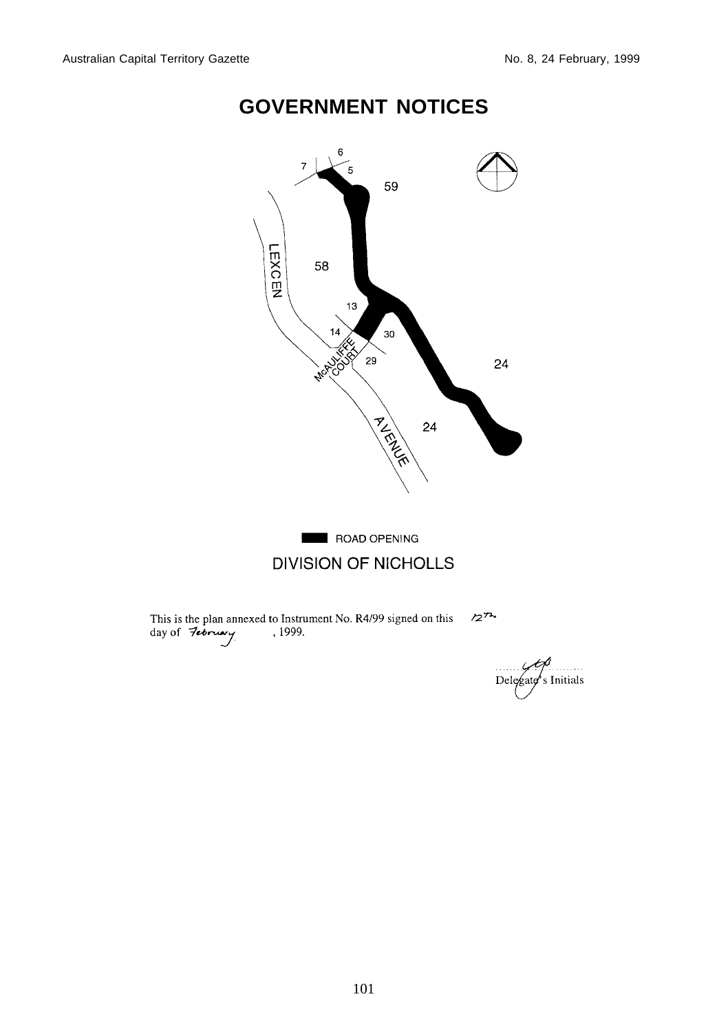# GOVERNMENT NOTICES

ROAD OPENING

DIVISION OF NICHOLLS

This is the plan annexed to Instrument No. R4/99 signed on this 12th day of February, 1999.

Delegate's Initials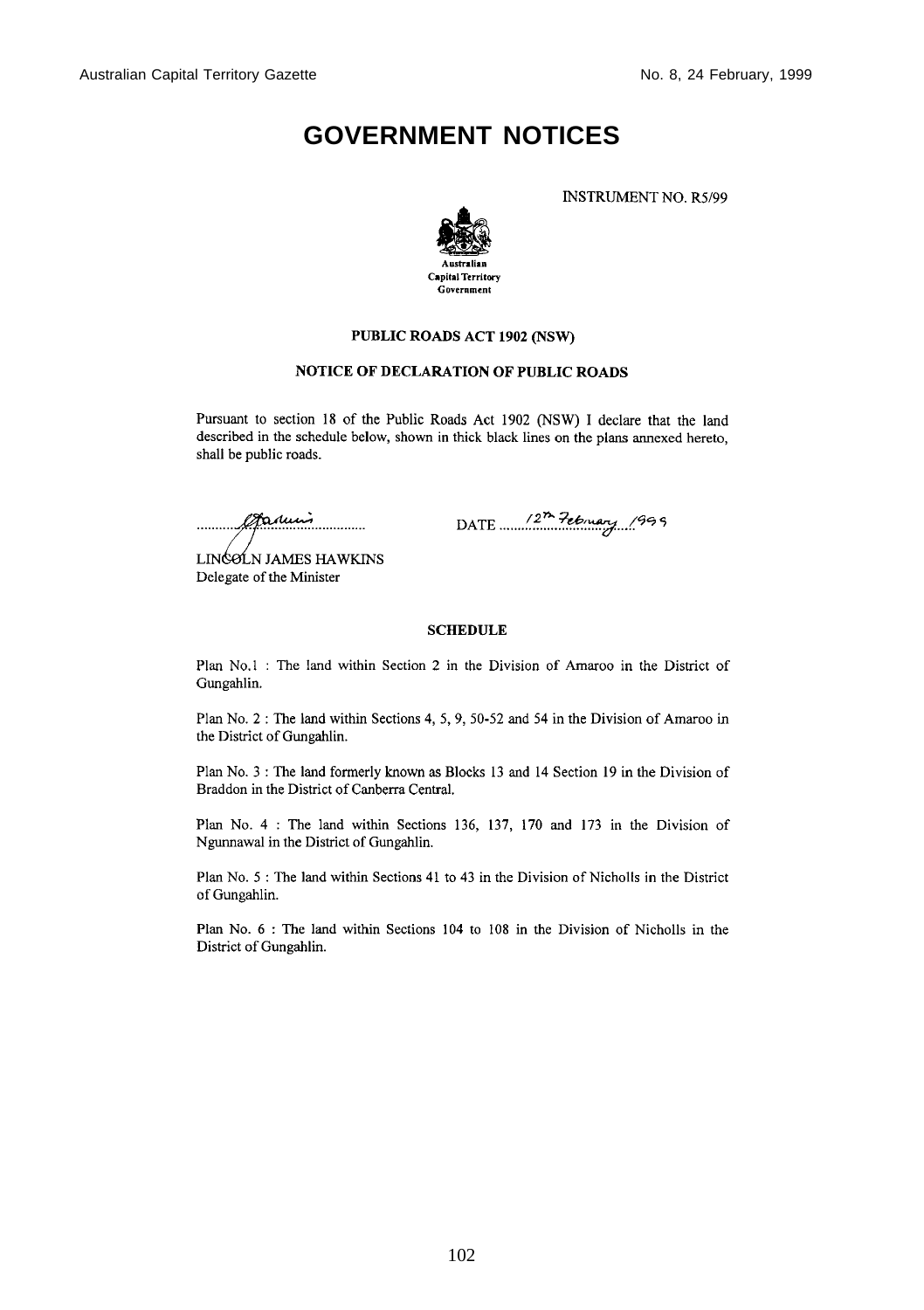# GOVERNMENT NOTICES

INSTRUMENT NO. R5/99

Australian Capital Territory Government

**PUBLIC ROADS ACT 1902 (NSW)**

**NOTICE OF DECLARATION OF PUBLIC ROADS**

Pursuant to section 18 of the Public Roads Act 1902 (NSW) I declare that the land described in the schedule below, shown in thick black lines on the plans annexed hereto, shall be public roads.

LINCOLN JAMES HAWKINS
Delegate of the Minister

DATE 12th February 1999

**SCHEDULE**

Plan No.1 : The land within Section 2 in the Division of Amaroo in the District of Gungahlin.

Plan No. 2 : The land within Sections 4, 5, 9, 50-52 and 54 in the Division of Amaroo in the District of Gungahlin.

Plan No. 3 : The land formerly known as Blocks 13 and 14 Section 19 in the Division of Braddon in the District of Canberra Central.

Plan No. 4 : The land within Sections 136, 137, 170 and 173 in the Division of Ngunnawal in the District of Gungahlin.

Plan No. 5 : The land within Sections 41 to 43 in the Division of Nicholls in the District of Gungahlin.

Plan No. 6 : The land within Sections 104 to 108 in the Division of Nicholls in the District of Gungahlin.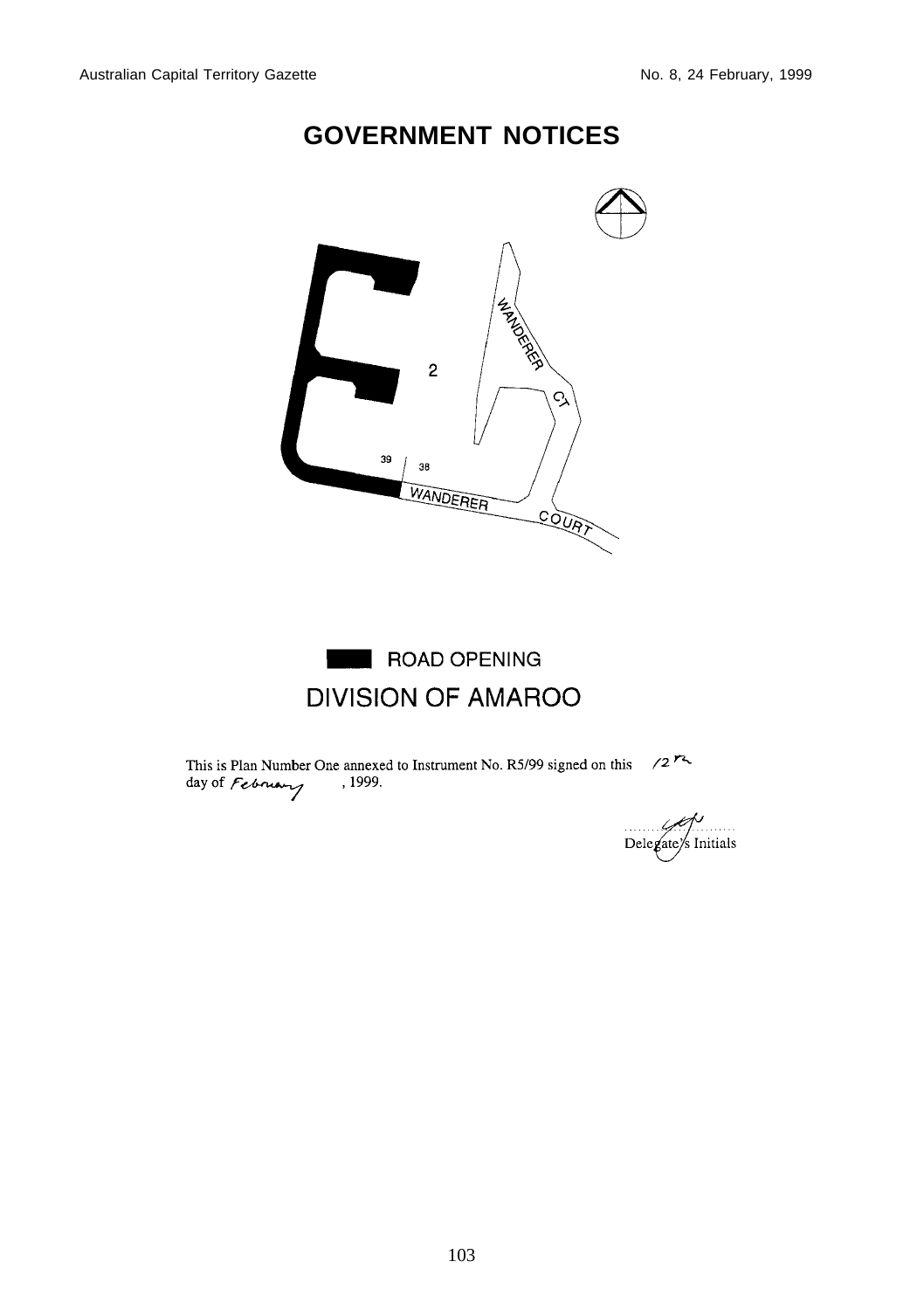# GOVERNMENT NOTICES

2

39 38

WANDERER COURT

WANDERER CT

ROAD OPENING

DIVISION OF AMAROO

This is Plan Number One annexed to Instrument No. R5/99 signed on this 12th day of February, 1999.

Delegate's Initials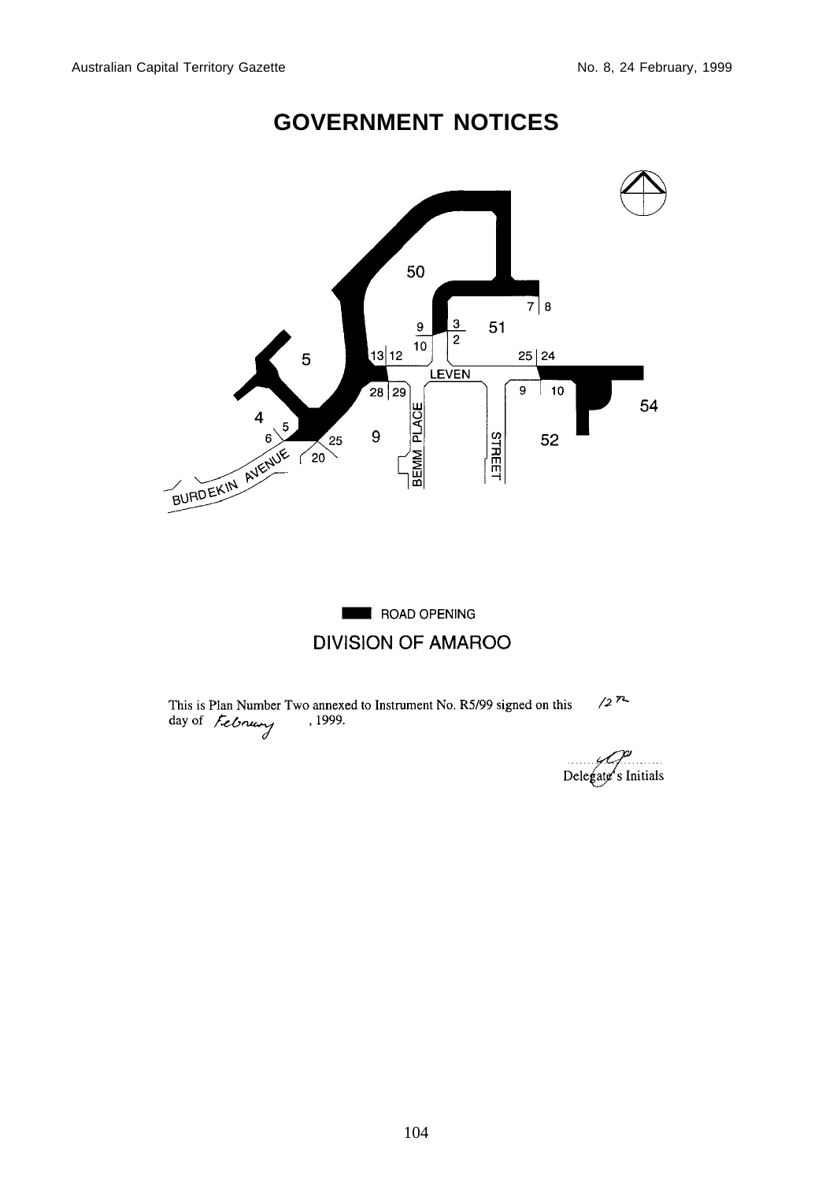# GOVERNMENT NOTICES

ROAD OPENING

DIVISION OF AMAROO

This is Plan Number Two annexed to Instrument No. R5/99 signed on this 12th day of February, 1999.

Delegate's Initials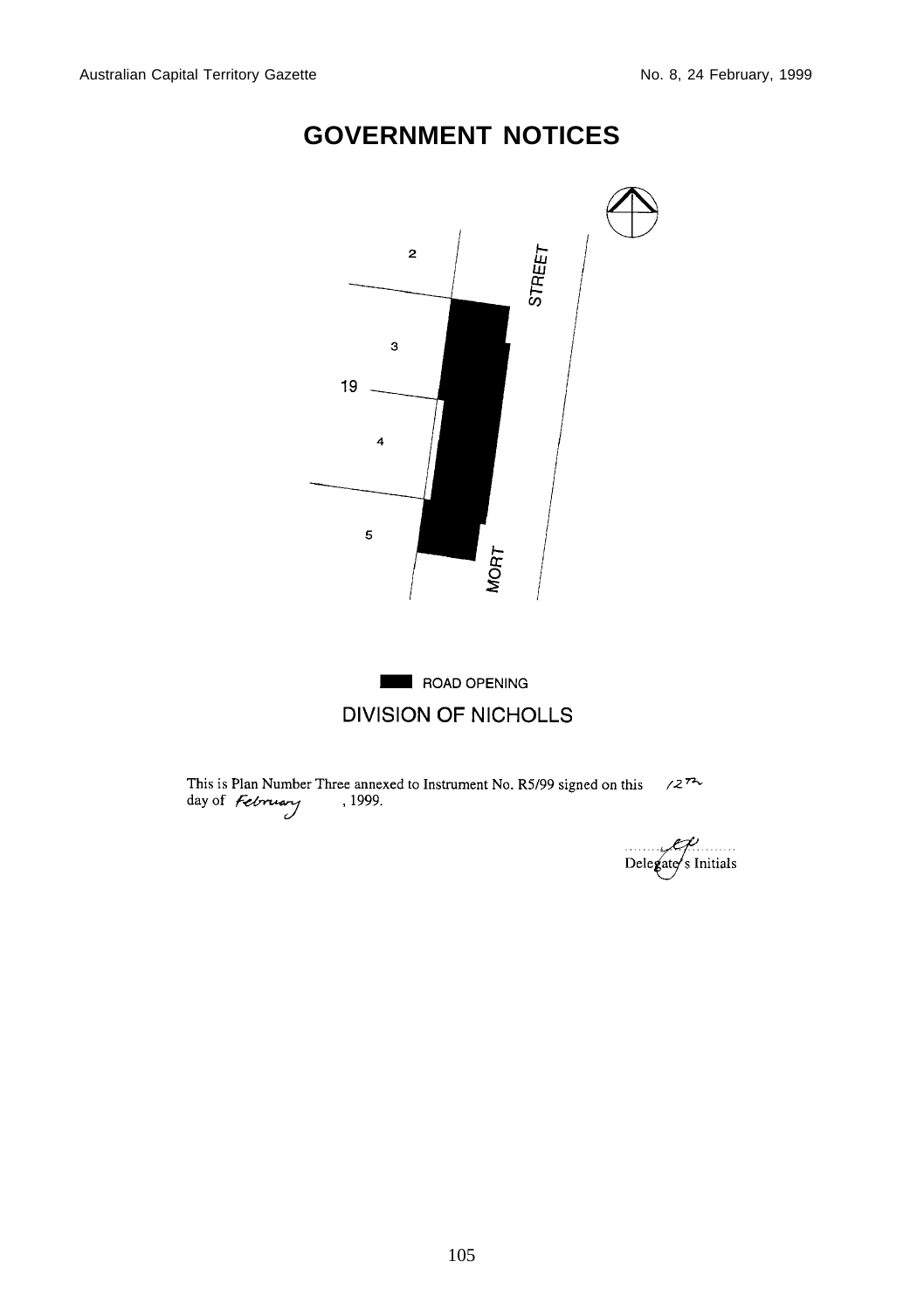# GOVERNMENT NOTICES

2

STREET

3

19

4

5

MORT

ROAD OPENING

DIVISION OF NICHOLLS

This is Plan Number Three annexed to Instrument No. R5/99 signed on this 12th day of February, 1999.

Delegate's Initials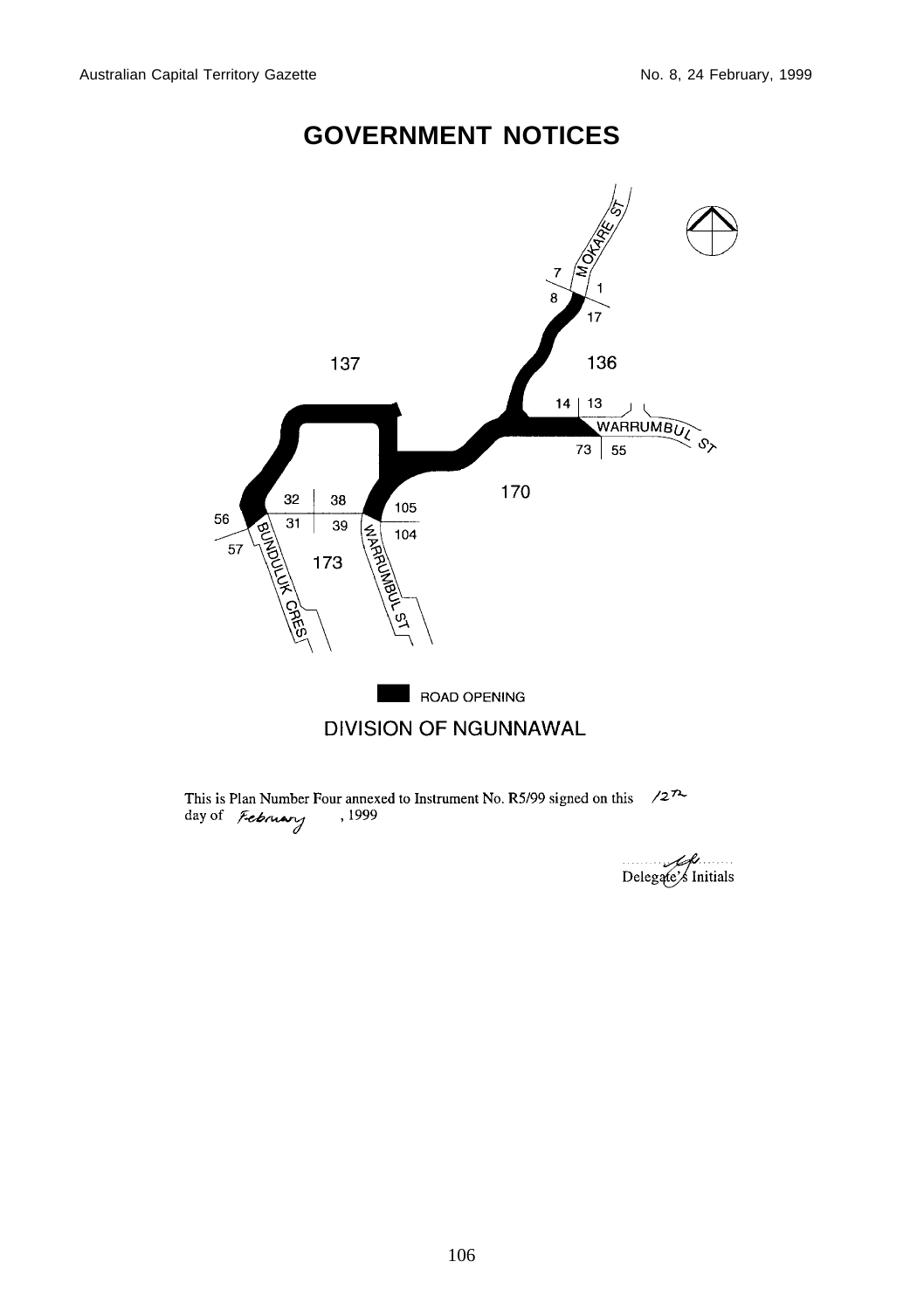# GOVERNMENT NOTICES

MOKARE ST

7 8 1 17

137 136

14 13

WARRUMBUL ST

73 55

170

32 38

56 31 39 105

57 104

BUNDULUK CRES 173 WARRUMBUL ST

ROAD OPENING

DIVISION OF NGUNNAWAL

This is Plan Number Four annexed to Instrument No. R5/99 signed on this 12th day of February, 1999

Delegate's Initials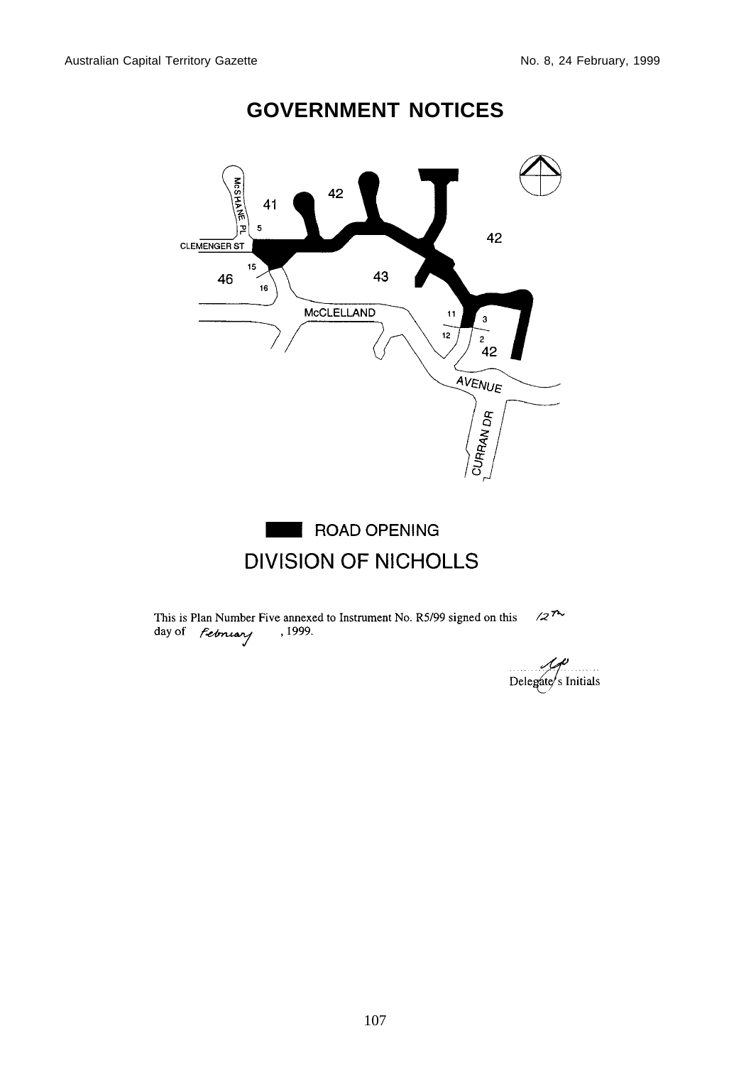# GOVERNMENT NOTICES

MCSHANE PL

41

42

5

CLEMENGER ST

42

15

46

43

16

McCLELLAND

11

3

12

2

42

AVENUE

CURRAN DR

ROAD OPENING

DIVISION OF NICHOLLS

This is Plan Number Five annexed to Instrument No. R5/99 signed on this 12th day of February, 1999.

Delegate's Initials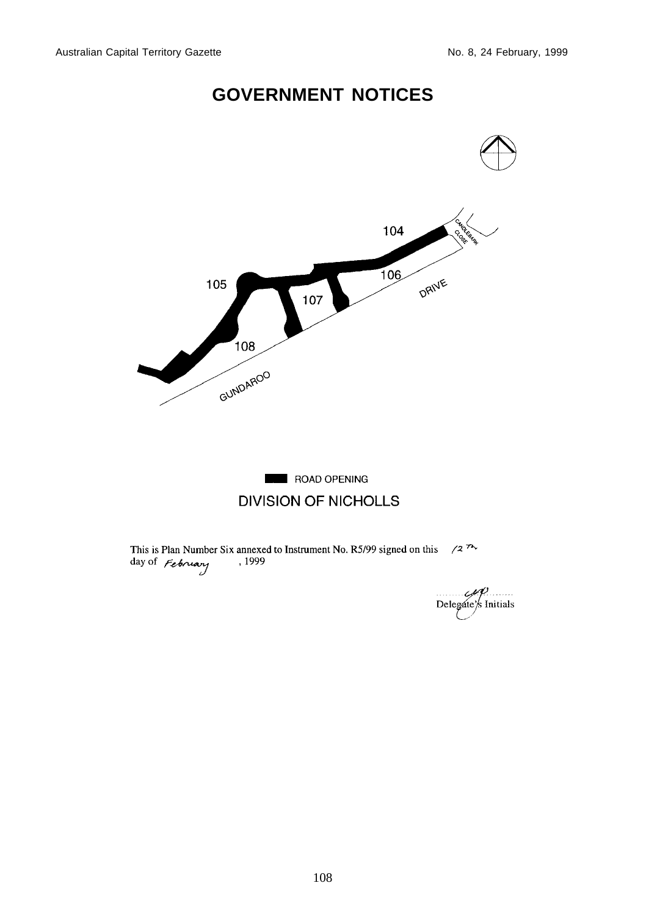# GOVERNMENT NOTICES

104

105

106

107

108

CANDLEBARK CLOSE

GUNDAROO DRIVE

ROAD OPENING

DIVISION OF NICHOLLS

This is Plan Number Six annexed to Instrument No. R5/99 signed on this 12th day of February, 1999

Delegate's Initials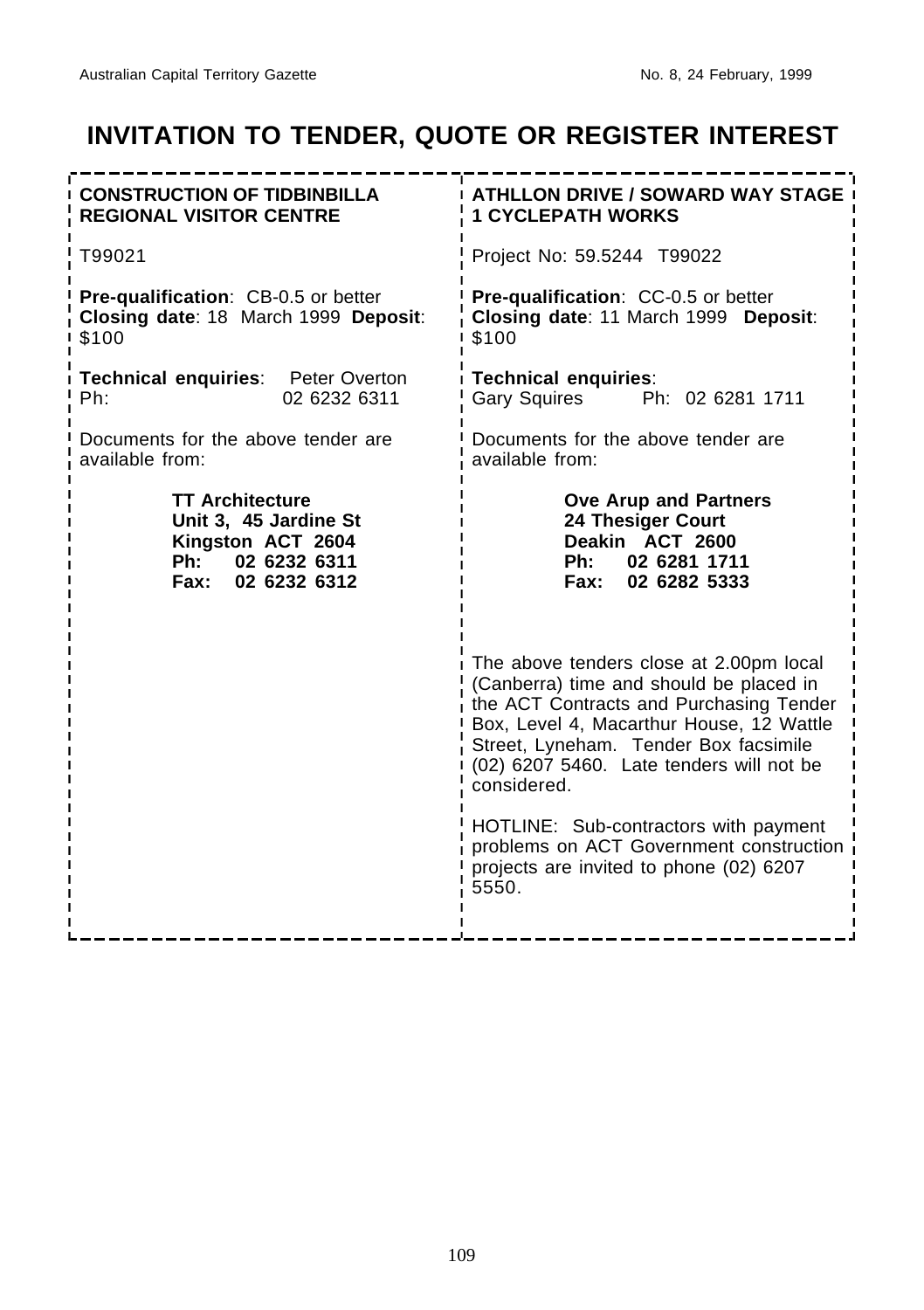# INVITATION TO TENDER, QUOTE OR REGISTER INTEREST

**CONSTRUCTION OF TIDBINBILLA REGIONAL VISITOR CENTRE**

T99021

**Pre-qualification**: CB-0.5 or better
**Closing date**: 18 March 1999 **Deposit**: $100

**Technical enquiries**: Peter Overton
Ph: 02 6232 6311

Documents for the above tender are available from:

**TT Architecture**
**Unit 3, 45 Jardine St**
**Kingston ACT 2604**
**Ph: 02 6232 6311**
**Fax: 02 6232 6312**

**ATHLLON DRIVE / SOWARD WAY STAGE 1 CYCLEPATH WORKS**

Project No: 59.5244 T99022

**Pre-qualification**: CC-0.5 or better
**Closing date**: 11 March 1999 **Deposit**: $100

**Technical enquiries**:
Gary Squires Ph: 02 6281 1711

Documents for the above tender are available from:

**Ove Arup and Partners**
**24 Thesiger Court**
**Deakin ACT 2600**
**Ph: 02 6281 1711**
**Fax: 02 6282 5333**

The above tenders close at 2.00pm local (Canberra) time and should be placed in the ACT Contracts and Purchasing Tender Box, Level 4, Macarthur House, 12 Wattle Street, Lyneham. Tender Box facsimile (02) 6207 5460. Late tenders will not be considered.

HOTLINE: Sub-contractors with payment problems on ACT Government construction projects are invited to phone (02) 6207 5550.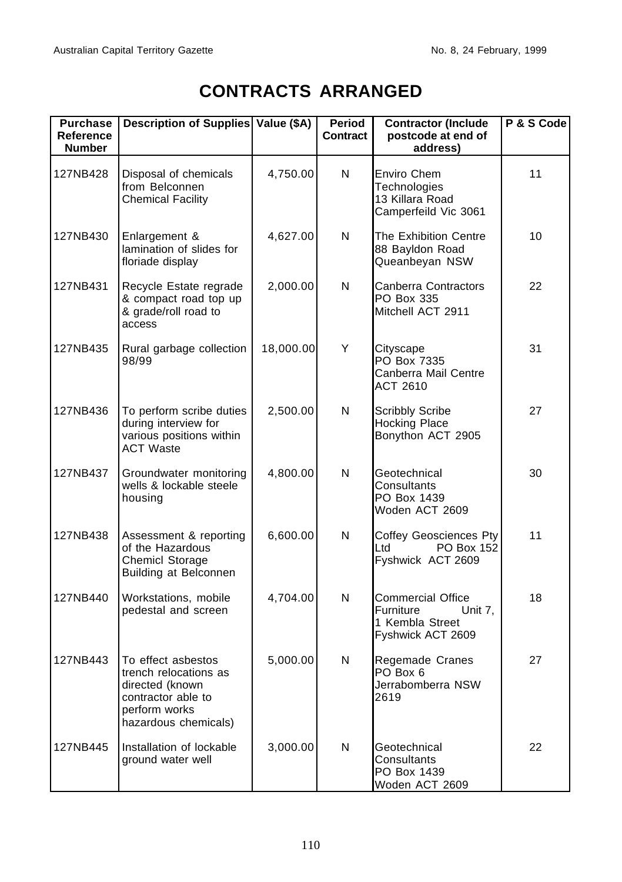# CONTRACTS ARRANGED

| Purchase Reference Number | Description of Supplies | Value ($A) | Period Contract | Contractor (Include postcode at end of address) | P & S Code |
|---|---|---|---|---|---|
| 127NB428 | Disposal of chemicals from Belconnen Chemical Facility | 4,750.00 | N | Enviro Chem Technologies 13 Killara Road Camperfeild Vic 3061 | 11 |
| 127NB430 | Enlargement & lamination of slides for floriade display | 4,627.00 | N | The Exhibition Centre 88 Bayldon Road Queanbeyan NSW | 10 |
| 127NB431 | Recycle Estate regrade & compact road top up & grade/roll road to access | 2,000.00 | N | Canberra Contractors PO Box 335 Mitchell ACT 2911 | 22 |
| 127NB435 | Rural garbage collection 98/99 | 18,000.00 | Y | Cityscape PO Box 7335 Canberra Mail Centre ACT 2610 | 31 |
| 127NB436 | To perform scribe duties during interview for various positions within ACT Waste | 2,500.00 | N | Scribbly Scribe Hocking Place Bonython ACT 2905 | 27 |
| 127NB437 | Groundwater monitoring wells & lockable steele housing | 4,800.00 | N | Geotechnical Consultants PO Box 1439 Woden ACT 2609 | 30 |
| 127NB438 | Assessment & reporting of the Hazardous Chemicl Storage Building at Belconnen | 6,600.00 | N | Coffey Geosciences Pty Ltd PO Box 152 Fyshwick ACT 2609 | 11 |
| 127NB440 | Workstations, mobile pedestal and screen | 4,704.00 | N | Commercial Office Furniture Unit 7, 1 Kembla Street Fyshwick ACT 2609 | 18 |
| 127NB443 | To effect asbestos trench relocations as directed (known contractor able to perform works hazardous chemicals) | 5,000.00 | N | Regemade Cranes PO Box 6 Jerrabomberra NSW 2619 | 27 |
| 127NB445 | Installation of lockable ground water well | 3,000.00 | N | Geotechnical Consultants PO Box 1439 Woden ACT 2609 | 22 |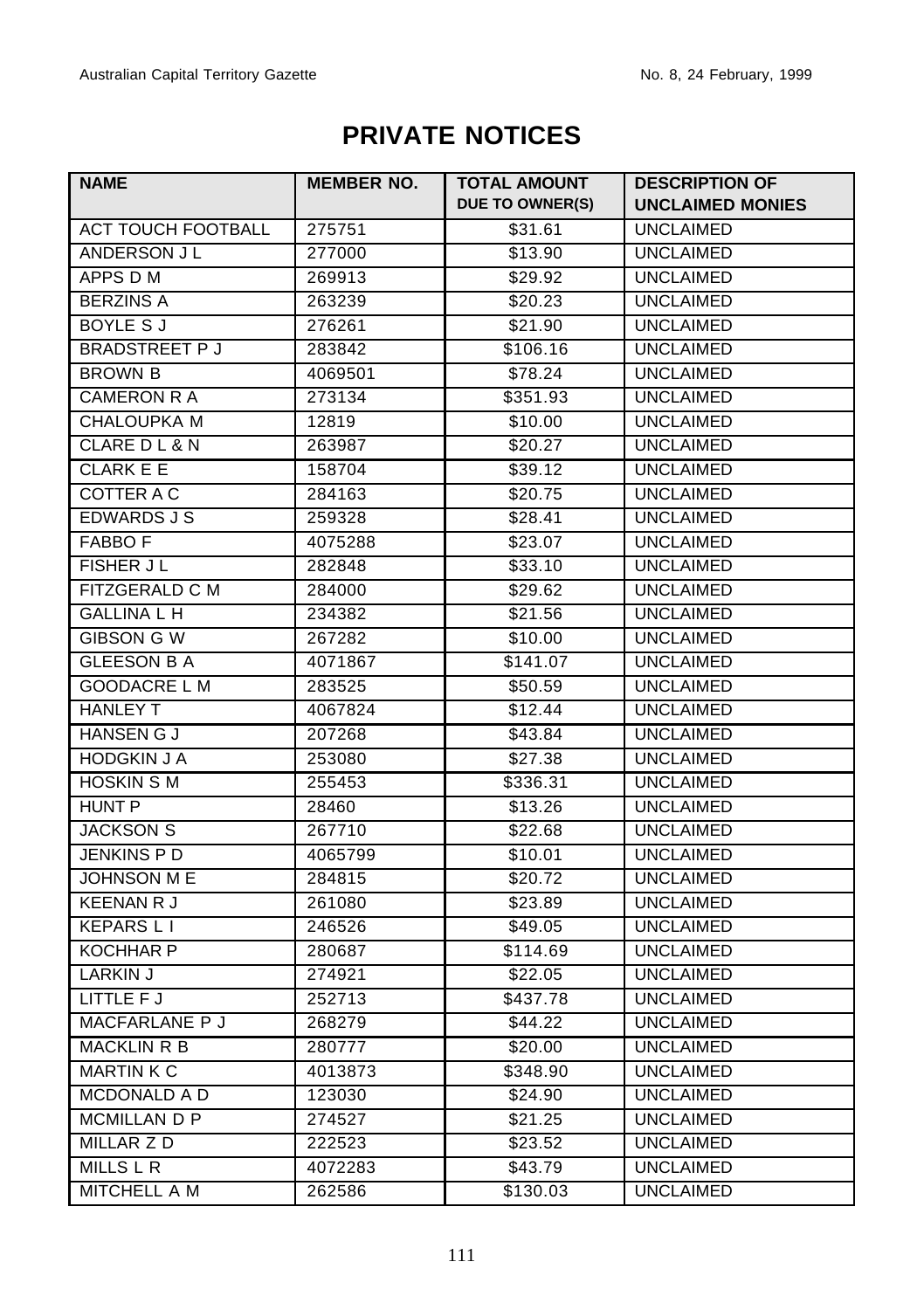# PRIVATE NOTICES

| NAME | MEMBER NO. | TOTAL AMOUNT DUE TO OWNER(S) | DESCRIPTION OF UNCLAIMED MONIES |
|---|---|---|---|
| ACT TOUCH FOOTBALL | 275751 | $31.61 | UNCLAIMED |
| ANDERSON J L | 277000 | $13.90 | UNCLAIMED |
| APPS D M | 269913 | $29.92 | UNCLAIMED |
| BERZINS A | 263239 | $20.23 | UNCLAIMED |
| BOYLE S J | 276261 | $21.90 | UNCLAIMED |
| BRADSTREET P J | 283842 | $106.16 | UNCLAIMED |
| BROWN B | 4069501 | $78.24 | UNCLAIMED |
| CAMERON R A | 273134 | $351.93 | UNCLAIMED |
| CHALOUPKA M | 12819 | $10.00 | UNCLAIMED |
| CLARE D L & N | 263987 | $20.27 | UNCLAIMED |
| CLARK E E | 158704 | $39.12 | UNCLAIMED |
| COTTER A C | 284163 | $20.75 | UNCLAIMED |
| EDWARDS J S | 259328 | $28.41 | UNCLAIMED |
| FABBO F | 4075288 | $23.07 | UNCLAIMED |
| FISHER J L | 282848 | $33.10 | UNCLAIMED |
| FITZGERALD C M | 284000 | $29.62 | UNCLAIMED |
| GALLINA L H | 234382 | $21.56 | UNCLAIMED |
| GIBSON G W | 267282 | $10.00 | UNCLAIMED |
| GLEESON B A | 4071867 | $141.07 | UNCLAIMED |
| GOODACRE L M | 283525 | $50.59 | UNCLAIMED |
| HANLEY T | 4067824 | $12.44 | UNCLAIMED |
| HANSEN G J | 207268 | $43.84 | UNCLAIMED |
| HODGKIN J A | 253080 | $27.38 | UNCLAIMED |
| HOSKIN S M | 255453 | $336.31 | UNCLAIMED |
| HUNT P | 28460 | $13.26 | UNCLAIMED |
| JACKSON S | 267710 | $22.68 | UNCLAIMED |
| JENKINS P D | 4065799 | $10.01 | UNCLAIMED |
| JOHNSON M E | 284815 | $20.72 | UNCLAIMED |
| KEENAN R J | 261080 | $23.89 | UNCLAIMED |
| KEPARS L I | 246526 | $49.05 | UNCLAIMED |
| KOCHHAR P | 280687 | $114.69 | UNCLAIMED |
| LARKIN J | 274921 | $22.05 | UNCLAIMED |
| LITTLE F J | 252713 | $437.78 | UNCLAIMED |
| MACFARLANE P J | 268279 | $44.22 | UNCLAIMED |
| MACKLIN R B | 280777 | $20.00 | UNCLAIMED |
| MARTIN K C | 4013873 | $348.90 | UNCLAIMED |
| MCDONALD A D | 123030 | $24.90 | UNCLAIMED |
| MCMILLAN D P | 274527 | $21.25 | UNCLAIMED |
| MILLAR Z D | 222523 | $23.52 | UNCLAIMED |
| MILLS L R | 4072283 | $43.79 | UNCLAIMED |
| MITCHELL A M | 262586 | $130.03 | UNCLAIMED |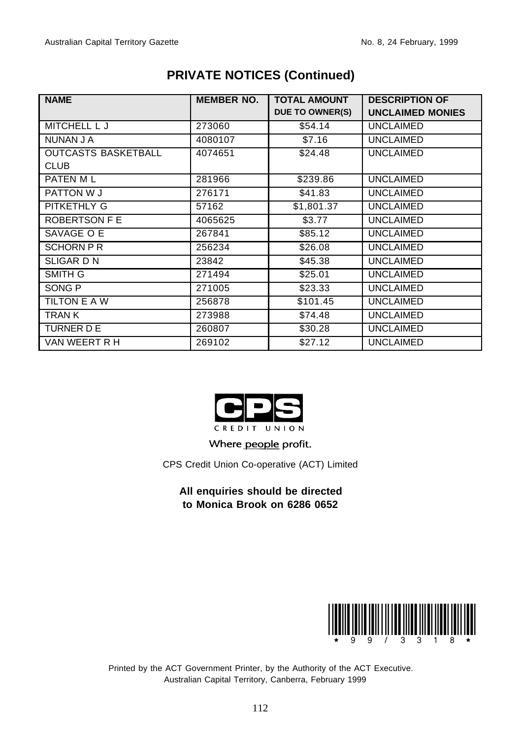## PRIVATE NOTICES (Continued)

| NAME | MEMBER NO. | TOTAL AMOUNT DUE TO OWNER(S) | DESCRIPTION OF UNCLAIMED MONIES |
|---|---|---|---|
| MITCHELL L J | 273060 | $54.14 | UNCLAIMED |
| NUNAN J A | 4080107 | $7.16 | UNCLAIMED |
| OUTCASTS BASKETBALL CLUB | 4074651 | $24.48 | UNCLAIMED |
| PATEN M L | 281966 | $239.86 | UNCLAIMED |
| PATTON W J | 276171 | $41.83 | UNCLAIMED |
| PITKETHLY G | 57162 | $1,801.37 | UNCLAIMED |
| ROBERTSON F E | 4065625 | $3.77 | UNCLAIMED |
| SAVAGE O E | 267841 | $85.12 | UNCLAIMED |
| SCHORN P R | 256234 | $26.08 | UNCLAIMED |
| SLIGAR D N | 23842 | $45.38 | UNCLAIMED |
| SMITH G | 271494 | $25.01 | UNCLAIMED |
| SONG P | 271005 | $23.33 | UNCLAIMED |
| TILTON E A W | 256878 | $101.45 | UNCLAIMED |
| TRAN K | 273988 | $74.48 | UNCLAIMED |
| TURNER D E | 260807 | $30.28 | UNCLAIMED |
| VAN WEERT R H | 269102 | $27.12 | UNCLAIMED |

CPS
CREDIT UNION
Where people profit.

CPS Credit Union Co-operative (ACT) Limited

**All enquiries should be directed to Monica Brook on 6286 0652**

* 99/3318 *

Printed by the ACT Government Printer, by the Authority of the ACT Executive.
Australian Capital Territory, Canberra, February 1999